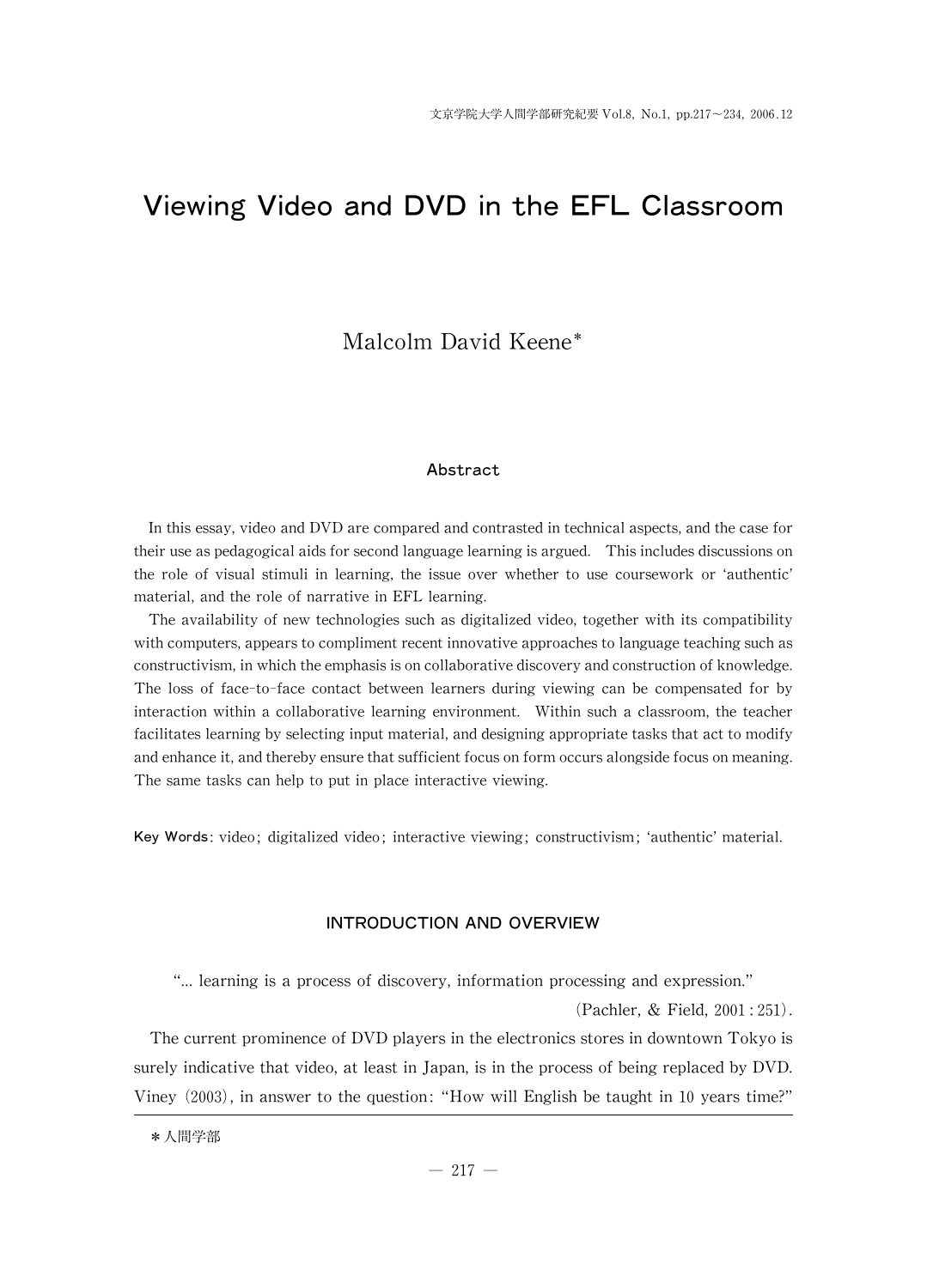# Viewing Video and DVD in the EFL Classroom

Malcolm David Keene*

### Abstract

In this essay, video and DVD are compared and contrasted in technical aspects, and the case for their use as pedagogical aids for second language learning is argued. This includes discussions on the role of visual stimuli in learning, the issue over whether to use coursework or 'authentic' material, and the role of narrative in EFL learning.

The availability of new technologies such as digitalized video, together with its compatibility with computers, appears to compliment recent innovative approaches to language teaching such as constructivism, in which the emphasis is on collaborative discovery and construction of knowledge. The loss of face-to-face contact between learners during viewing can be compensated for by interaction within a collaborative learning environment. Within such a classroom, the teacher facilitates learning by selecting input material, and designing appropriate tasks that act to modify and enhance it, and thereby ensure that sufficient focus on form occurs alongside focus on meaning. The same tasks can help to put in place interactive viewing.

**Key Words**: video; digitalized video; interactive viewing; constructivism; 'authentic' material.

## INTRODUCTION AND OVERVIEW

"... learning is a process of discovery, information processing and expression."

(Pachler, & Field, 2001 : 251).

The current prominence of DVD players in the electronics stores in downtown Tokyo is surely indicative that video, at least in Japan, is in the process of being replaced by DVD. Viney (2003), in answer to the question: "How will English be taught in 10 years time?"

---

* 人間学部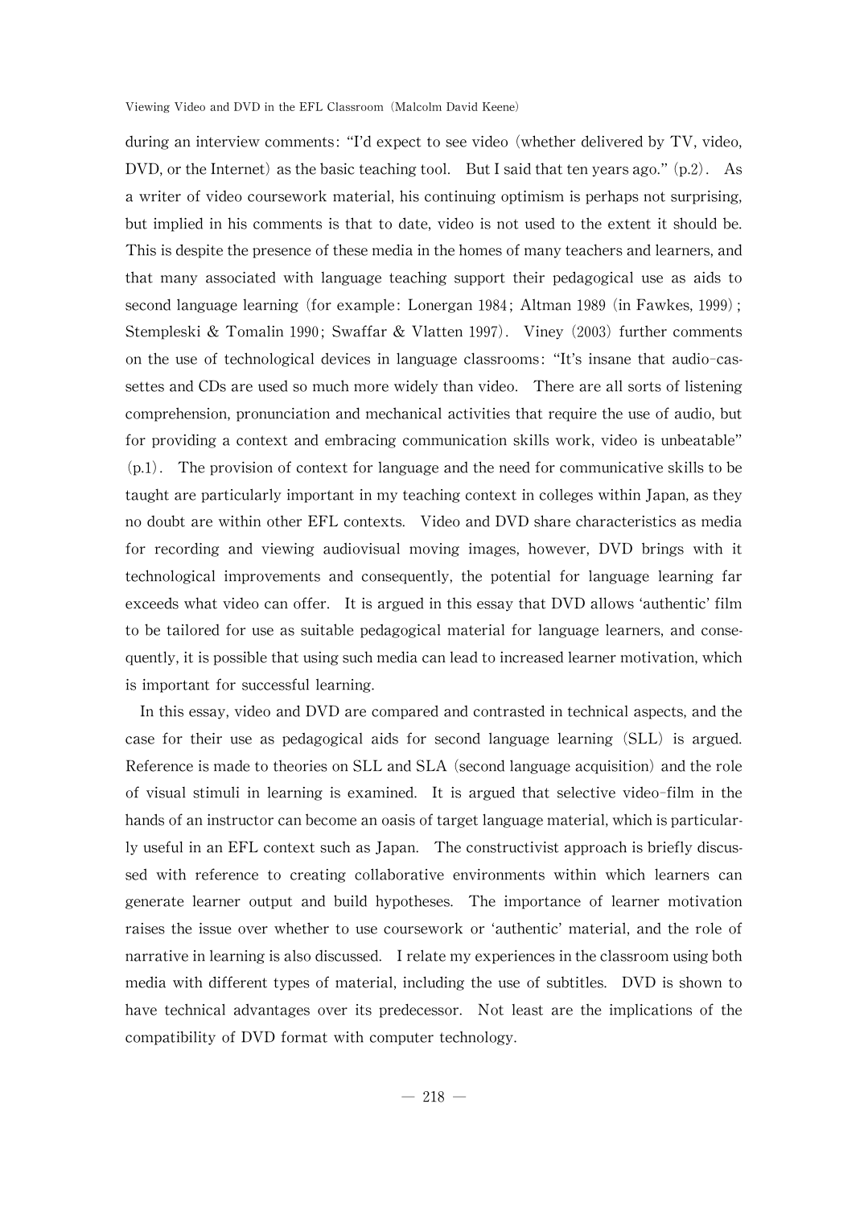during an interview comments: "I'd expect to see video (whether delivered by TV, video, DVD, or the Internet) as the basic teaching tool. But I said that ten years ago." (p.2). As a writer of video coursework material, his continuing optimism is perhaps not surprising, but implied in his comments is that to date, video is not used to the extent it should be. This is despite the presence of these media in the homes of many teachers and learners, and that many associated with language teaching support their pedagogical use as aids to second language learning (for example: Lonergan 1984; Altman 1989 (in Fawkes, 1999); Stempleski & Tomalin 1990; Swaffar & Vlatten 1997). Viney (2003) further comments on the use of technological devices in language classrooms: "It's insane that audio-cassettes and CDs are used so much more widely than video. There are all sorts of listening comprehension, pronunciation and mechanical activities that require the use of audio, but for providing a context and embracing communication skills work, video is unbeatable" (p.1). The provision of context for language and the need for communicative skills to be taught are particularly important in my teaching context in colleges within Japan, as they no doubt are within other EFL contexts. Video and DVD share characteristics as media for recording and viewing audiovisual moving images, however, DVD brings with it technological improvements and consequently, the potential for language learning far exceeds what video can offer. It is argued in this essay that DVD allows 'authentic' film to be tailored for use as suitable pedagogical material for language learners, and consequently, it is possible that using such media can lead to increased learner motivation, which is important for successful learning.

In this essay, video and DVD are compared and contrasted in technical aspects, and the case for their use as pedagogical aids for second language learning (SLL) is argued. Reference is made to theories on SLL and SLA (second language acquisition) and the role of visual stimuli in learning is examined. It is argued that selective video-film in the hands of an instructor can become an oasis of target language material, which is particularly useful in an EFL context such as Japan. The constructivist approach is briefly discussed with reference to creating collaborative environments within which learners can generate learner output and build hypotheses. The importance of learner motivation raises the issue over whether to use coursework or 'authentic' material, and the role of narrative in learning is also discussed. I relate my experiences in the classroom using both media with different types of material, including the use of subtitles. DVD is shown to have technical advantages over its predecessor. Not least are the implications of the compatibility of DVD format with computer technology.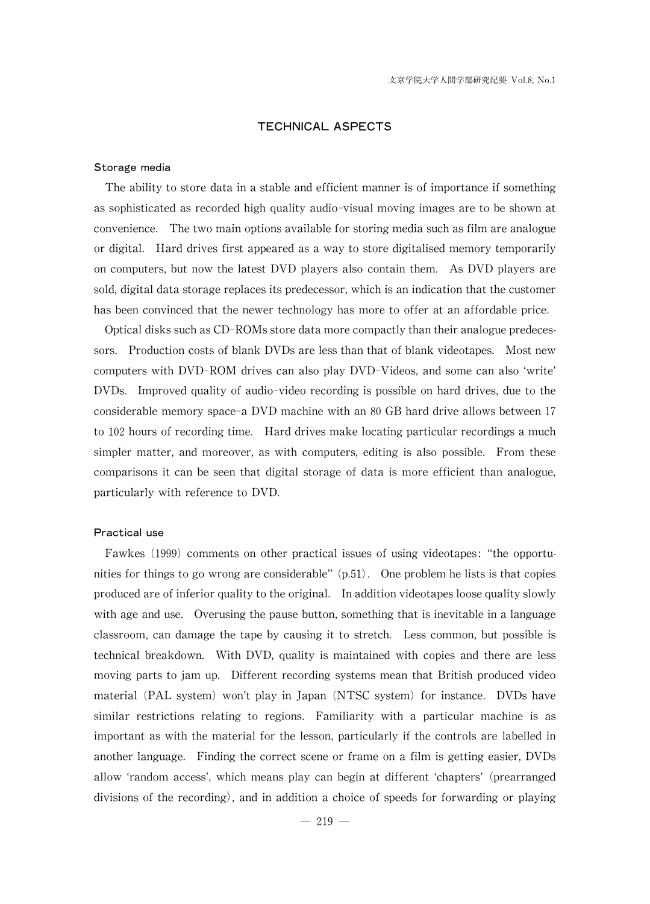## TECHNICAL ASPECTS

### Storage media

The ability to store data in a stable and efficient manner is of importance if something as sophisticated as recorded high quality audio-visual moving images are to be shown at convenience. The two main options available for storing media such as film are analogue or digital. Hard drives first appeared as a way to store digitalised memory temporarily on computers, but now the latest DVD players also contain them. As DVD players are sold, digital data storage replaces its predecessor, which is an indication that the customer has been convinced that the newer technology has more to offer at an affordable price.

Optical disks such as CD-ROMs store data more compactly than their analogue predecessors. Production costs of blank DVDs are less than that of blank videotapes. Most new computers with DVD-ROM drives can also play DVD-Videos, and some can also 'write' DVDs. Improved quality of audio-video recording is possible on hard drives, due to the considerable memory space-a DVD machine with an 80 GB hard drive allows between 17 to 102 hours of recording time. Hard drives make locating particular recordings a much simpler matter, and moreover, as with computers, editing is also possible. From these comparisons it can be seen that digital storage of data is more efficient than analogue, particularly with reference to DVD.

### Practical use

Fawkes (1999) comments on other practical issues of using videotapes: "the opportunities for things to go wrong are considerable" (p.51). One problem he lists is that copies produced are of inferior quality to the original. In addition videotapes loose quality slowly with age and use. Overusing the pause button, something that is inevitable in a language classroom, can damage the tape by causing it to stretch. Less common, but possible is technical breakdown. With DVD, quality is maintained with copies and there are less moving parts to jam up. Different recording systems mean that British produced video material (PAL system) won't play in Japan (NTSC system) for instance. DVDs have similar restrictions relating to regions. Familiarity with a particular machine is as important as with the material for the lesson, particularly if the controls are labelled in another language. Finding the correct scene or frame on a film is getting easier, DVDs allow 'random access', which means play can begin at different 'chapters' (prearranged divisions of the recording), and in addition a choice of speeds for forwarding or playing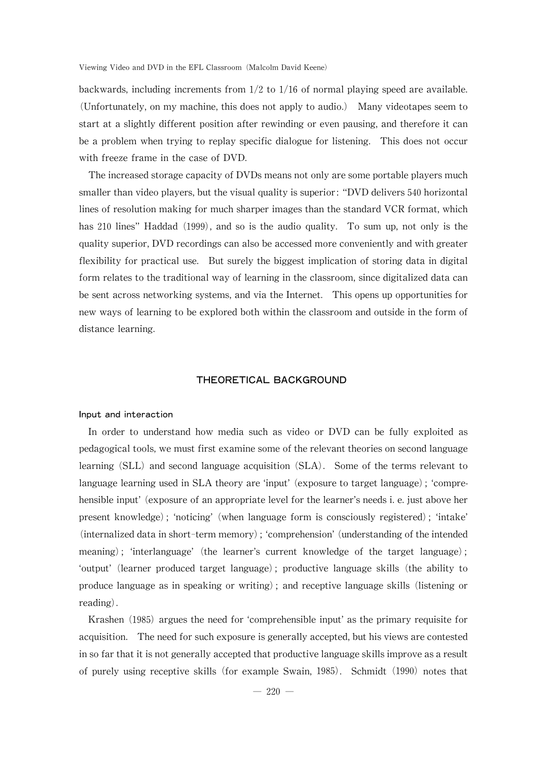backwards, including increments from 1/2 to 1/16 of normal playing speed are available. (Unfortunately, on my machine, this does not apply to audio.) Many videotapes seem to start at a slightly different position after rewinding or even pausing, and therefore it can be a problem when trying to replay specific dialogue for listening. This does not occur with freeze frame in the case of DVD.

The increased storage capacity of DVDs means not only are some portable players much smaller than video players, but the visual quality is superior: "DVD delivers 540 horizontal lines of resolution making for much sharper images than the standard VCR format, which has 210 lines" Haddad (1999), and so is the audio quality. To sum up, not only is the quality superior, DVD recordings can also be accessed more conveniently and with greater flexibility for practical use. But surely the biggest implication of storing data in digital form relates to the traditional way of learning in the classroom, since digitalized data can be sent across networking systems, and via the Internet. This opens up opportunities for new ways of learning to be explored both within the classroom and outside in the form of distance learning.

## THEORETICAL BACKGROUND

### Input and interaction

In order to understand how media such as video or DVD can be fully exploited as pedagogical tools, we must first examine some of the relevant theories on second language learning (SLL) and second language acquisition (SLA). Some of the terms relevant to language learning used in SLA theory are 'input' (exposure to target language); 'comprehensible input' (exposure of an appropriate level for the learner's needs i. e. just above her present knowledge); 'noticing' (when language form is consciously registered); 'intake' (internalized data in short-term memory); 'comprehension' (understanding of the intended meaning); 'interlanguage' (the learner's current knowledge of the target language); 'output' (learner produced target language); productive language skills (the ability to produce language as in speaking or writing); and receptive language skills (listening or reading).

Krashen (1985) argues the need for 'comprehensible input' as the primary requisite for acquisition. The need for such exposure is generally accepted, but his views are contested in so far that it is not generally accepted that productive language skills improve as a result of purely using receptive skills (for example Swain, 1985). Schmidt (1990) notes that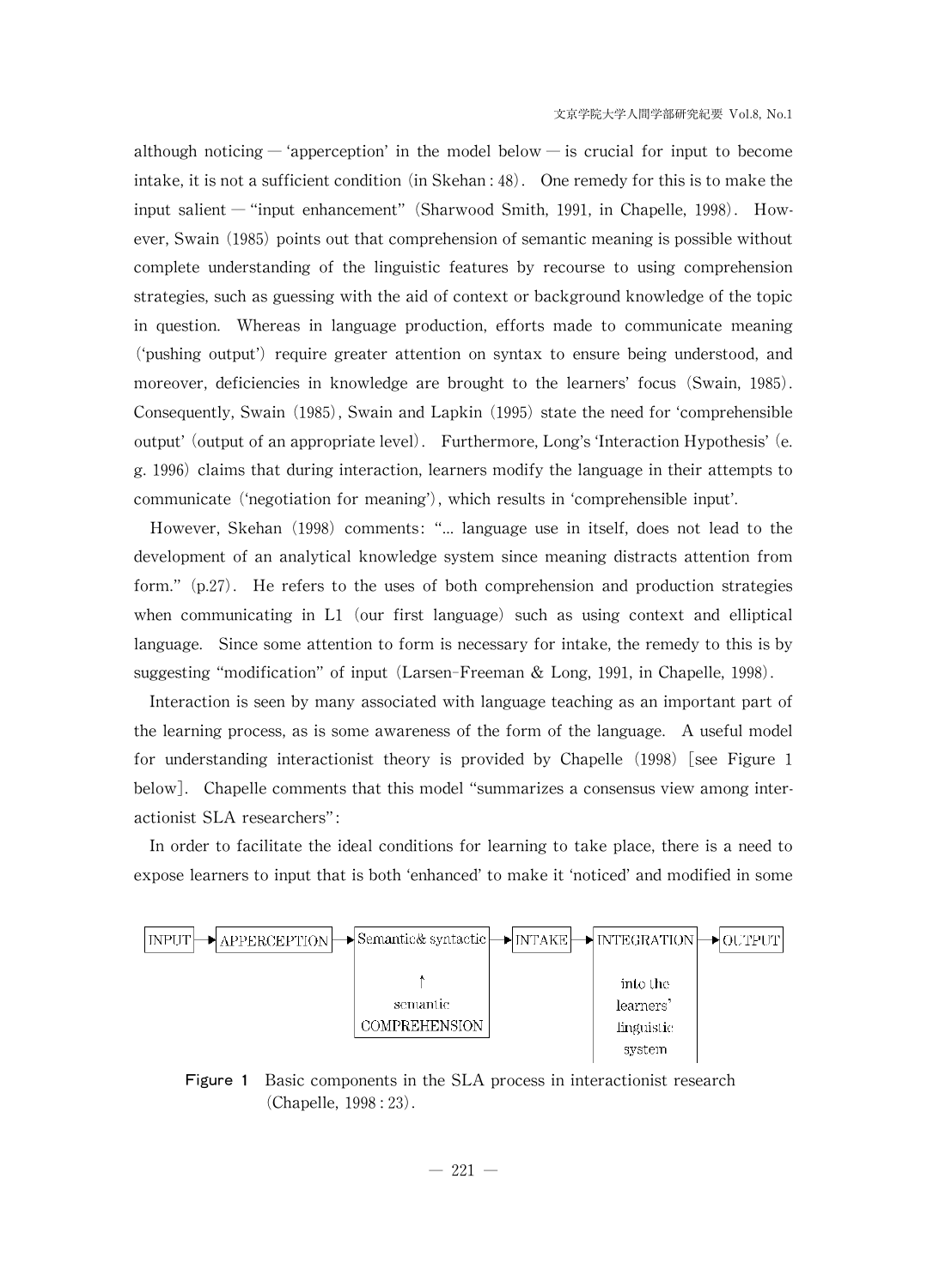although noticing — 'apperception' in the model below — is crucial for input to become intake, it is not a sufficient condition (in Skehan : 48). One remedy for this is to make the input salient — "input enhancement" (Sharwood Smith, 1991, in Chapelle, 1998). However, Swain (1985) points out that comprehension of semantic meaning is possible without complete understanding of the linguistic features by recourse to using comprehension strategies, such as guessing with the aid of context or background knowledge of the topic in question. Whereas in language production, efforts made to communicate meaning ('pushing output') require greater attention on syntax to ensure being understood, and moreover, deficiencies in knowledge are brought to the learners' focus (Swain, 1985). Consequently, Swain (1985), Swain and Lapkin (1995) state the need for 'comprehensible output' (output of an appropriate level). Furthermore, Long's 'Interaction Hypothesis' (e.g. 1996) claims that during interaction, learners modify the language in their attempts to communicate ('negotiation for meaning'), which results in 'comprehensible input'.

However, Skehan (1998) comments: "... language use in itself, does not lead to the development of an analytical knowledge system since meaning distracts attention from form." (p.27). He refers to the uses of both comprehension and production strategies when communicating in L1 (our first language) such as using context and elliptical language. Since some attention to form is necessary for intake, the remedy to this is by suggesting "modification" of input (Larsen-Freeman & Long, 1991, in Chapelle, 1998).

Interaction is seen by many associated with language teaching as an important part of the learning process, as is some awareness of the form of the language. A useful model for understanding interactionist theory is provided by Chapelle (1998) [see Figure 1 below]. Chapelle comments that this model "summarizes a consensus view among interactionist SLA researchers":

In order to facilitate the ideal conditions for learning to take place, there is a need to expose learners to input that is both 'enhanced' to make it 'noticed' and modified in some

INPUT → APPERCEPTION → Semantic& syntactic (↑ semantic COMPREHENSION) → INTAKE → INTEGRATION (into the learners' linguistic system) → OUTPUT

**Figure 1** Basic components in the SLA process in interactionist research (Chapelle, 1998 : 23).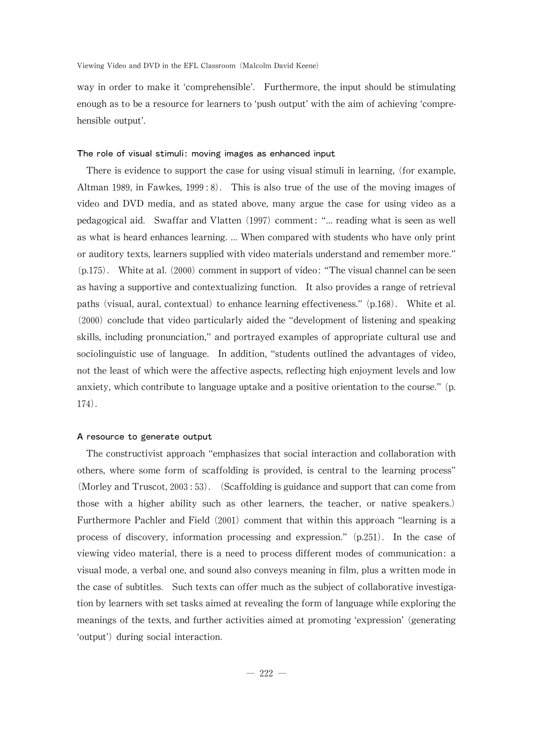way in order to make it 'comprehensible'. Furthermore, the input should be stimulating enough as to be a resource for learners to 'push output' with the aim of achieving 'comprehensible output'.

### The role of visual stimuli: moving images as enhanced input

There is evidence to support the case for using visual stimuli in learning, (for example, Altman 1989, in Fawkes, 1999 : 8). This is also true of the use of the moving images of video and DVD media, and as stated above, many argue the case for using video as a pedagogical aid. Swaffar and Vlatten (1997) comment: "... reading what is seen as well as what is heard enhances learning. ... When compared with students who have only print or auditory texts, learners supplied with video materials understand and remember more." (p.175). White at al. (2000) comment in support of video: "The visual channel can be seen as having a supportive and contextualizing function. It also provides a range of retrieval paths (visual, aural, contextual) to enhance learning effectiveness." (p.168). White et al. (2000) conclude that video particularly aided the "development of listening and speaking skills, including pronunciation," and portrayed examples of appropriate cultural use and sociolinguistic use of language. In addition, "students outlined the advantages of video, not the least of which were the affective aspects, reflecting high enjoyment levels and low anxiety, which contribute to language uptake and a positive orientation to the course." (p. 174).

### A resource to generate output

The constructivist approach "emphasizes that social interaction and collaboration with others, where some form of scaffolding is provided, is central to the learning process" (Morley and Truscot, 2003 : 53). (Scaffolding is guidance and support that can come from those with a higher ability such as other learners, the teacher, or native speakers.) Furthermore Pachler and Field (2001) comment that within this approach "learning is a process of discovery, information processing and expression." (p.251). In the case of viewing video material, there is a need to process different modes of communication: a visual mode, a verbal one, and sound also conveys meaning in film, plus a written mode in the case of subtitles. Such texts can offer much as the subject of collaborative investigation by learners with set tasks aimed at revealing the form of language while exploring the meanings of the texts, and further activities aimed at promoting 'expression' (generating 'output') during social interaction.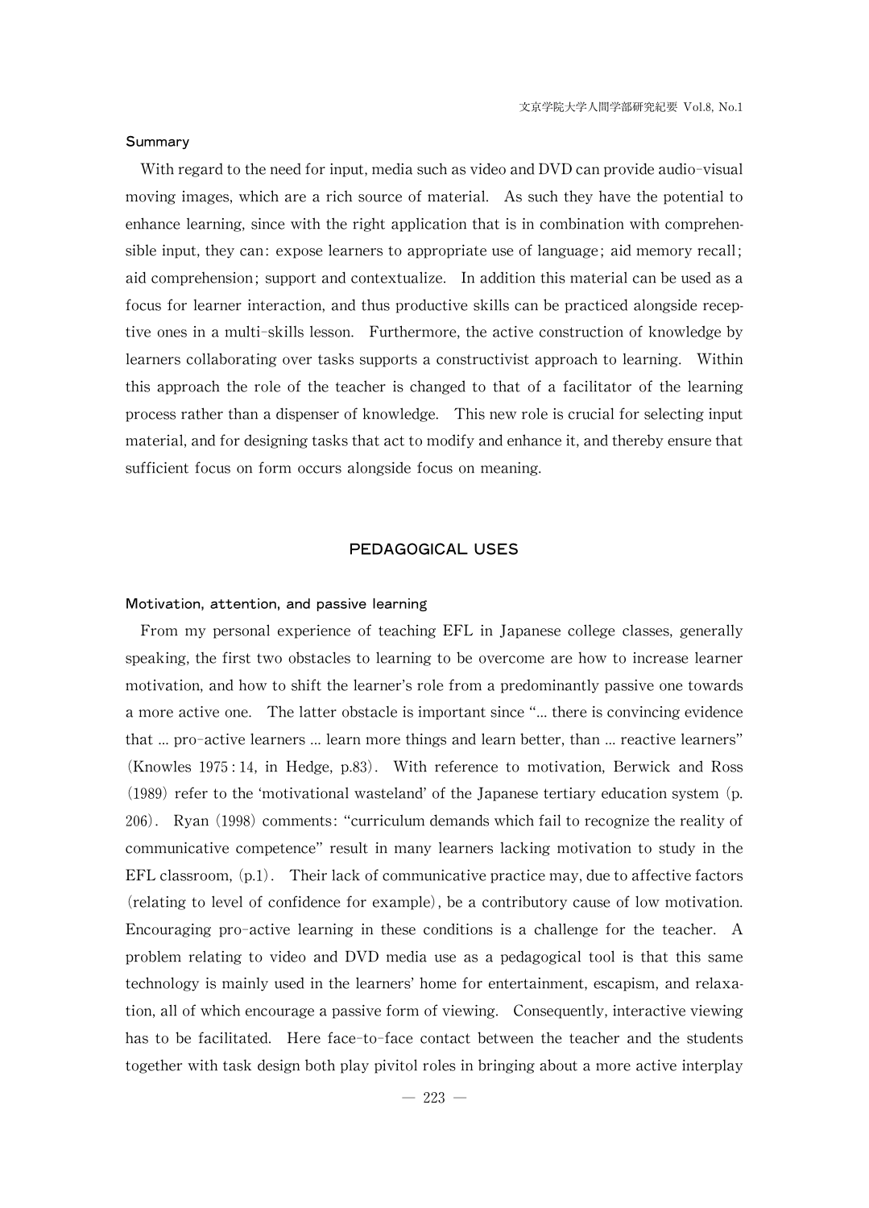#### Summary

With regard to the need for input, media such as video and DVD can provide audio-visual moving images, which are a rich source of material. As such they have the potential to enhance learning, since with the right application that is in combination with comprehensible input, they can: expose learners to appropriate use of language; aid memory recall; aid comprehension; support and contextualize. In addition this material can be used as a focus for learner interaction, and thus productive skills can be practiced alongside receptive ones in a multi-skills lesson. Furthermore, the active construction of knowledge by learners collaborating over tasks supports a constructivist approach to learning. Within this approach the role of the teacher is changed to that of a facilitator of the learning process rather than a dispenser of knowledge. This new role is crucial for selecting input material, and for designing tasks that act to modify and enhance it, and thereby ensure that sufficient focus on form occurs alongside focus on meaning.

## PEDAGOGICAL USES

#### Motivation, attention, and passive learning

From my personal experience of teaching EFL in Japanese college classes, generally speaking, the first two obstacles to learning to be overcome are how to increase learner motivation, and how to shift the learner's role from a predominantly passive one towards a more active one. The latter obstacle is important since "... there is convincing evidence that ... pro-active learners ... learn more things and learn better, than ... reactive learners" (Knowles 1975 : 14, in Hedge, p.83). With reference to motivation, Berwick and Ross (1989) refer to the 'motivational wasteland' of the Japanese tertiary education system (p. 206). Ryan (1998) comments: "curriculum demands which fail to recognize the reality of communicative competence" result in many learners lacking motivation to study in the EFL classroom, (p.1). Their lack of communicative practice may, due to affective factors (relating to level of confidence for example), be a contributory cause of low motivation. Encouraging pro-active learning in these conditions is a challenge for the teacher. A problem relating to video and DVD media use as a pedagogical tool is that this same technology is mainly used in the learners' home for entertainment, escapism, and relaxation, all of which encourage a passive form of viewing. Consequently, interactive viewing has to be facilitated. Here face-to-face contact between the teacher and the students together with task design both play pivitol roles in bringing about a more active interplay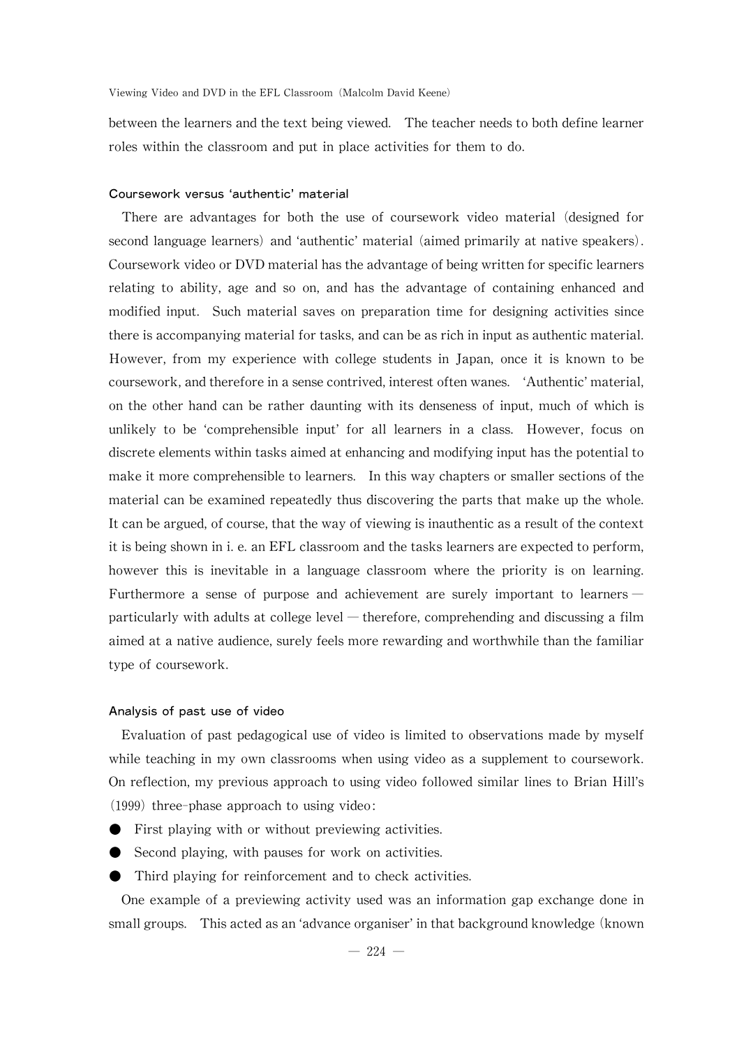between the learners and the text being viewed. The teacher needs to both define learner roles within the classroom and put in place activities for them to do.

### Coursework versus 'authentic' material

There are advantages for both the use of coursework video material (designed for second language learners) and 'authentic' material (aimed primarily at native speakers). Coursework video or DVD material has the advantage of being written for specific learners relating to ability, age and so on, and has the advantage of containing enhanced and modified input. Such material saves on preparation time for designing activities since there is accompanying material for tasks, and can be as rich in input as authentic material. However, from my experience with college students in Japan, once it is known to be coursework, and therefore in a sense contrived, interest often wanes. 'Authentic' material, on the other hand can be rather daunting with its denseness of input, much of which is unlikely to be 'comprehensible input' for all learners in a class. However, focus on discrete elements within tasks aimed at enhancing and modifying input has the potential to make it more comprehensible to learners. In this way chapters or smaller sections of the material can be examined repeatedly thus discovering the parts that make up the whole. It can be argued, of course, that the way of viewing is inauthentic as a result of the context it is being shown in i. e. an EFL classroom and the tasks learners are expected to perform, however this is inevitable in a language classroom where the priority is on learning. Furthermore a sense of purpose and achievement are surely important to learners — particularly with adults at college level — therefore, comprehending and discussing a film aimed at a native audience, surely feels more rewarding and worthwhile than the familiar type of coursework.

### Analysis of past use of video

Evaluation of past pedagogical use of video is limited to observations made by myself while teaching in my own classrooms when using video as a supplement to coursework. On reflection, my previous approach to using video followed similar lines to Brian Hill's (1999) three-phase approach to using video:

- First playing with or without previewing activities.
- Second playing, with pauses for work on activities.
- Third playing for reinforcement and to check activities.

One example of a previewing activity used was an information gap exchange done in small groups. This acted as an 'advance organiser' in that background knowledge (known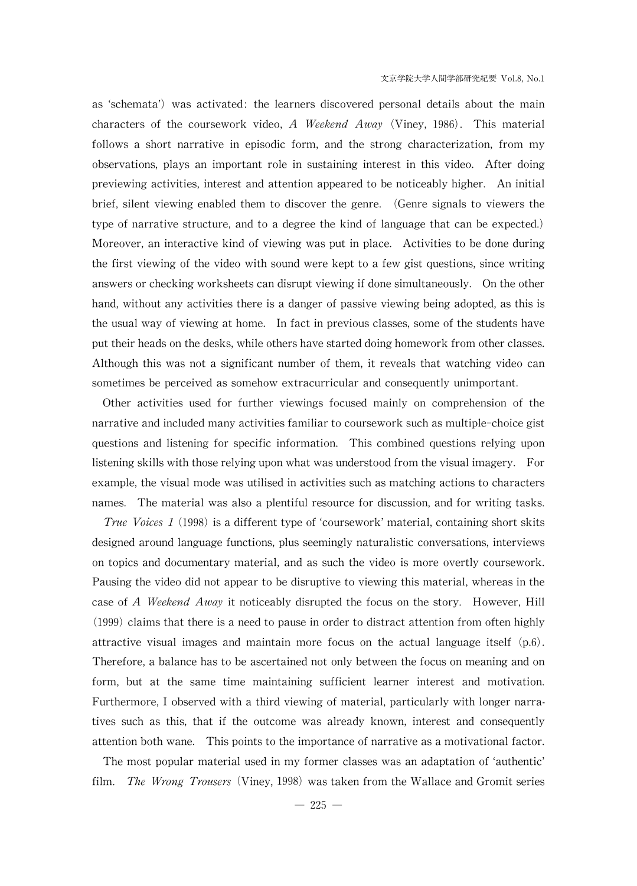as 'schemata') was activated: the learners discovered personal details about the main characters of the coursework video, *A Weekend Away* (Viney, 1986). This material follows a short narrative in episodic form, and the strong characterization, from my observations, plays an important role in sustaining interest in this video. After doing previewing activities, interest and attention appeared to be noticeably higher. An initial brief, silent viewing enabled them to discover the genre. (Genre signals to viewers the type of narrative structure, and to a degree the kind of language that can be expected.) Moreover, an interactive kind of viewing was put in place. Activities to be done during the first viewing of the video with sound were kept to a few gist questions, since writing answers or checking worksheets can disrupt viewing if done simultaneously. On the other hand, without any activities there is a danger of passive viewing being adopted, as this is the usual way of viewing at home. In fact in previous classes, some of the students have put their heads on the desks, while others have started doing homework from other classes. Although this was not a significant number of them, it reveals that watching video can sometimes be perceived as somehow extracurricular and consequently unimportant.

Other activities used for further viewings focused mainly on comprehension of the narrative and included many activities familiar to coursework such as multiple-choice gist questions and listening for specific information. This combined questions relying upon listening skills with those relying upon what was understood from the visual imagery. For example, the visual mode was utilised in activities such as matching actions to characters names. The material was also a plentiful resource for discussion, and for writing tasks.

*True Voices 1* (1998) is a different type of 'coursework' material, containing short skits designed around language functions, plus seemingly naturalistic conversations, interviews on topics and documentary material, and as such the video is more overtly coursework. Pausing the video did not appear to be disruptive to viewing this material, whereas in the case of *A Weekend Away* it noticeably disrupted the focus on the story. However, Hill (1999) claims that there is a need to pause in order to distract attention from often highly attractive visual images and maintain more focus on the actual language itself (p.6). Therefore, a balance has to be ascertained not only between the focus on meaning and on form, but at the same time maintaining sufficient learner interest and motivation. Furthermore, I observed with a third viewing of material, particularly with longer narratives such as this, that if the outcome was already known, interest and consequently attention both wane. This points to the importance of narrative as a motivational factor.

The most popular material used in my former classes was an adaptation of 'authentic' film. *The Wrong Trousers* (Viney, 1998) was taken from the Wallace and Gromit series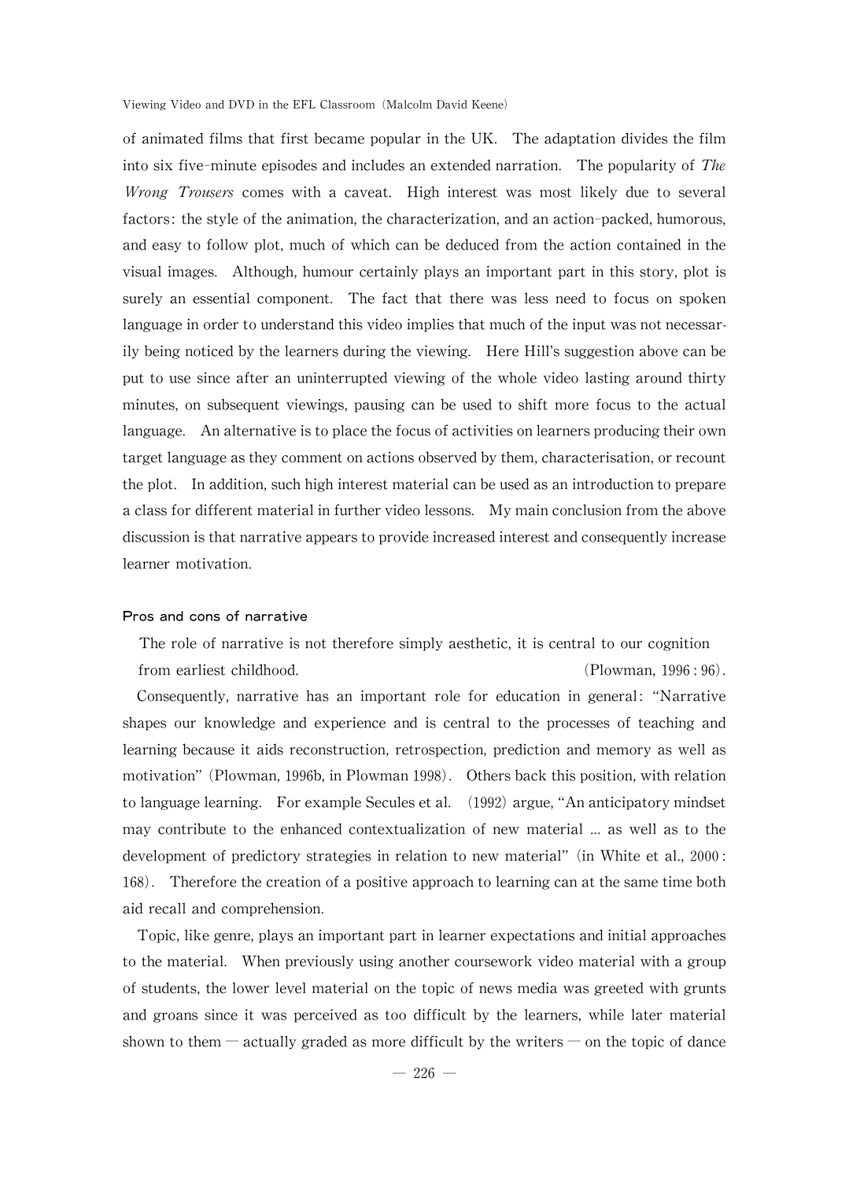of animated films that first became popular in the UK. The adaptation divides the film into six five-minute episodes and includes an extended narration. The popularity of *The Wrong Trousers* comes with a caveat. High interest was most likely due to several factors: the style of the animation, the characterization, and an action-packed, humorous, and easy to follow plot, much of which can be deduced from the action contained in the visual images. Although, humour certainly plays an important part in this story, plot is surely an essential component. The fact that there was less need to focus on spoken language in order to understand this video implies that much of the input was not necessarily being noticed by the learners during the viewing. Here Hill's suggestion above can be put to use since after an uninterrupted viewing of the whole video lasting around thirty minutes, on subsequent viewings, pausing can be used to shift more focus to the actual language. An alternative is to place the focus of activities on learners producing their own target language as they comment on actions observed by them, characterisation, or recount the plot. In addition, such high interest material can be used as an introduction to prepare a class for different material in further video lessons. My main conclusion from the above discussion is that narrative appears to provide increased interest and consequently increase learner motivation.

### Pros and cons of narrative

> The role of narrative is not therefore simply aesthetic, it is central to our cognition from earliest childhood. (Plowman, 1996 : 96).

Consequently, narrative has an important role for education in general: "Narrative shapes our knowledge and experience and is central to the processes of teaching and learning because it aids reconstruction, retrospection, prediction and memory as well as motivation" (Plowman, 1996b, in Plowman 1998). Others back this position, with relation to language learning. For example Secules et al. (1992) argue, "An anticipatory mindset may contribute to the enhanced contextualization of new material ... as well as to the development of predictory strategies in relation to new material" (in White et al., 2000 : 168). Therefore the creation of a positive approach to learning can at the same time both aid recall and comprehension.

Topic, like genre, plays an important part in learner expectations and initial approaches to the material. When previously using another coursework video material with a group of students, the lower level material on the topic of news media was greeted with grunts and groans since it was perceived as too difficult by the learners, while later material shown to them — actually graded as more difficult by the writers — on the topic of dance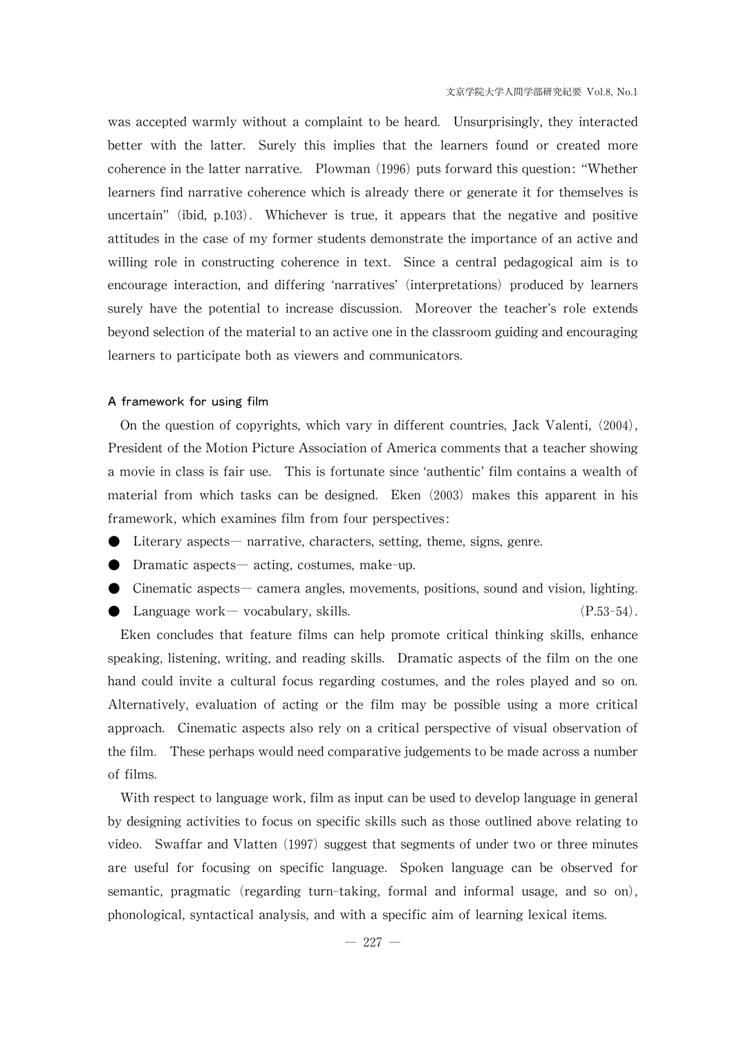was accepted warmly without a complaint to be heard. Unsurprisingly, they interacted better with the latter. Surely this implies that the learners found or created more coherence in the latter narrative. Plowman (1996) puts forward this question: "Whether learners find narrative coherence which is already there or generate it for themselves is uncertain" (ibid, p.103). Whichever is true, it appears that the negative and positive attitudes in the case of my former students demonstrate the importance of an active and willing role in constructing coherence in text. Since a central pedagogical aim is to encourage interaction, and differing 'narratives' (interpretations) produced by learners surely have the potential to increase discussion. Moreover the teacher's role extends beyond selection of the material to an active one in the classroom guiding and encouraging learners to participate both as viewers and communicators.

### A framework for using film

On the question of copyrights, which vary in different countries, Jack Valenti, (2004), President of the Motion Picture Association of America comments that a teacher showing a movie in class is fair use. This is fortunate since 'authentic' film contains a wealth of material from which tasks can be designed. Eken (2003) makes this apparent in his framework, which examines film from four perspectives:

- Literary aspects— narrative, characters, setting, theme, signs, genre.
- Dramatic aspects— acting, costumes, make-up.
- Cinematic aspects— camera angles, movements, positions, sound and vision, lighting.
- Language work— vocabulary, skills. (P.53-54).

Eken concludes that feature films can help promote critical thinking skills, enhance speaking, listening, writing, and reading skills. Dramatic aspects of the film on the one hand could invite a cultural focus regarding costumes, and the roles played and so on. Alternatively, evaluation of acting or the film may be possible using a more critical approach. Cinematic aspects also rely on a critical perspective of visual observation of the film. These perhaps would need comparative judgements to be made across a number of films.

With respect to language work, film as input can be used to develop language in general by designing activities to focus on specific skills such as those outlined above relating to video. Swaffar and Vlatten (1997) suggest that segments of under two or three minutes are useful for focusing on specific language. Spoken language can be observed for semantic, pragmatic (regarding turn-taking, formal and informal usage, and so on), phonological, syntactical analysis, and with a specific aim of learning lexical items.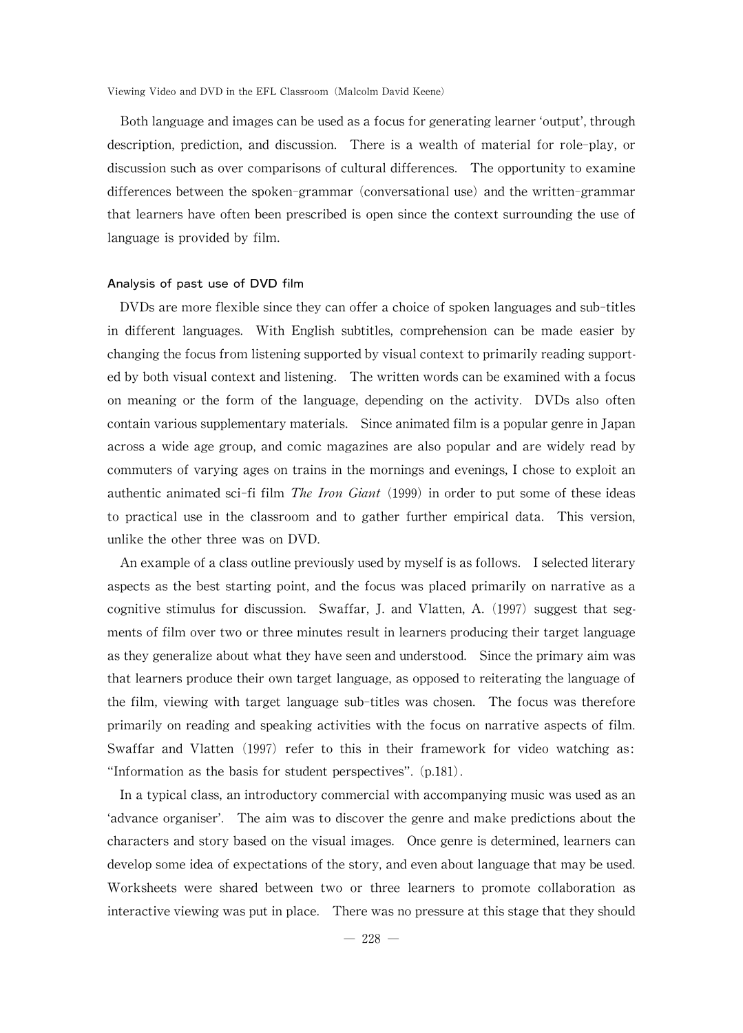Both language and images can be used as a focus for generating learner 'output', through description, prediction, and discussion. There is a wealth of material for role-play, or discussion such as over comparisons of cultural differences. The opportunity to examine differences between the spoken-grammar (conversational use) and the written-grammar that learners have often been prescribed is open since the context surrounding the use of language is provided by film.

### Analysis of past use of DVD film

DVDs are more flexible since they can offer a choice of spoken languages and sub-titles in different languages. With English subtitles, comprehension can be made easier by changing the focus from listening supported by visual context to primarily reading supported by both visual context and listening. The written words can be examined with a focus on meaning or the form of the language, depending on the activity. DVDs also often contain various supplementary materials. Since animated film is a popular genre in Japan across a wide age group, and comic magazines are also popular and are widely read by commuters of varying ages on trains in the mornings and evenings, I chose to exploit an authentic animated sci-fi film *The Iron Giant* (1999) in order to put some of these ideas to practical use in the classroom and to gather further empirical data. This version, unlike the other three was on DVD.

An example of a class outline previously used by myself is as follows. I selected literary aspects as the best starting point, and the focus was placed primarily on narrative as a cognitive stimulus for discussion. Swaffar, J. and Vlatten, A. (1997) suggest that segments of film over two or three minutes result in learners producing their target language as they generalize about what they have seen and understood. Since the primary aim was that learners produce their own target language, as opposed to reiterating the language of the film, viewing with target language sub-titles was chosen. The focus was therefore primarily on reading and speaking activities with the focus on narrative aspects of film. Swaffar and Vlatten (1997) refer to this in their framework for video watching as: "Information as the basis for student perspectives". (p.181).

In a typical class, an introductory commercial with accompanying music was used as an 'advance organiser'. The aim was to discover the genre and make predictions about the characters and story based on the visual images. Once genre is determined, learners can develop some idea of expectations of the story, and even about language that may be used. Worksheets were shared between two or three learners to promote collaboration as interactive viewing was put in place. There was no pressure at this stage that they should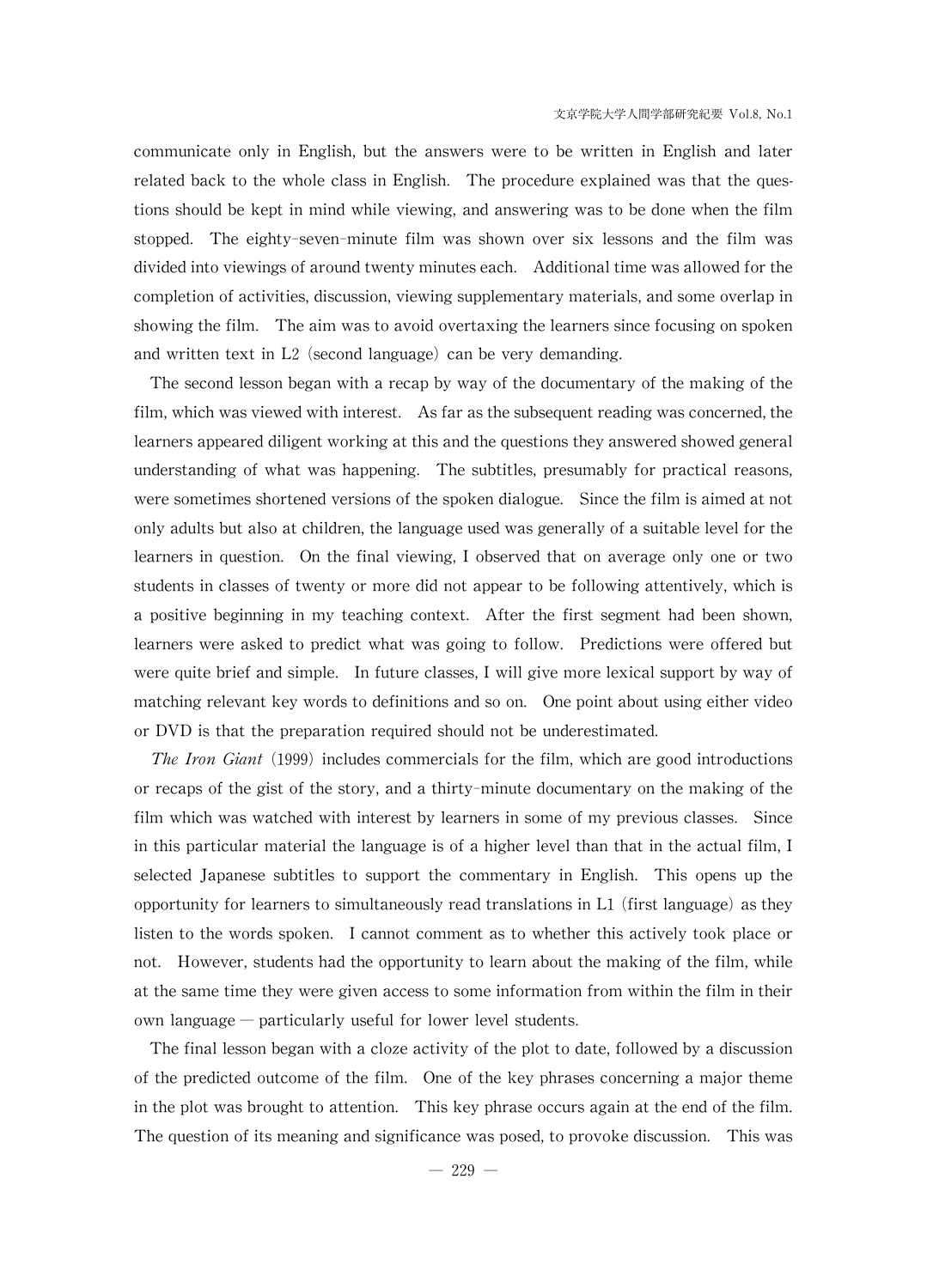communicate only in English, but the answers were to be written in English and later related back to the whole class in English. The procedure explained was that the questions should be kept in mind while viewing, and answering was to be done when the film stopped. The eighty-seven-minute film was shown over six lessons and the film was divided into viewings of around twenty minutes each. Additional time was allowed for the completion of activities, discussion, viewing supplementary materials, and some overlap in showing the film. The aim was to avoid overtaxing the learners since focusing on spoken and written text in L2 (second language) can be very demanding.

The second lesson began with a recap by way of the documentary of the making of the film, which was viewed with interest. As far as the subsequent reading was concerned, the learners appeared diligent working at this and the questions they answered showed general understanding of what was happening. The subtitles, presumably for practical reasons, were sometimes shortened versions of the spoken dialogue. Since the film is aimed at not only adults but also at children, the language used was generally of a suitable level for the learners in question. On the final viewing, I observed that on average only one or two students in classes of twenty or more did not appear to be following attentively, which is a positive beginning in my teaching context. After the first segment had been shown, learners were asked to predict what was going to follow. Predictions were offered but were quite brief and simple. In future classes, I will give more lexical support by way of matching relevant key words to definitions and so on. One point about using either video or DVD is that the preparation required should not be underestimated.

*The Iron Giant* (1999) includes commercials for the film, which are good introductions or recaps of the gist of the story, and a thirty-minute documentary on the making of the film which was watched with interest by learners in some of my previous classes. Since in this particular material the language is of a higher level than that in the actual film, I selected Japanese subtitles to support the commentary in English. This opens up the opportunity for learners to simultaneously read translations in L1 (first language) as they listen to the words spoken. I cannot comment as to whether this actively took place or not. However, students had the opportunity to learn about the making of the film, while at the same time they were given access to some information from within the film in their own language — particularly useful for lower level students.

The final lesson began with a cloze activity of the plot to date, followed by a discussion of the predicted outcome of the film. One of the key phrases concerning a major theme in the plot was brought to attention. This key phrase occurs again at the end of the film. The question of its meaning and significance was posed, to provoke discussion. This was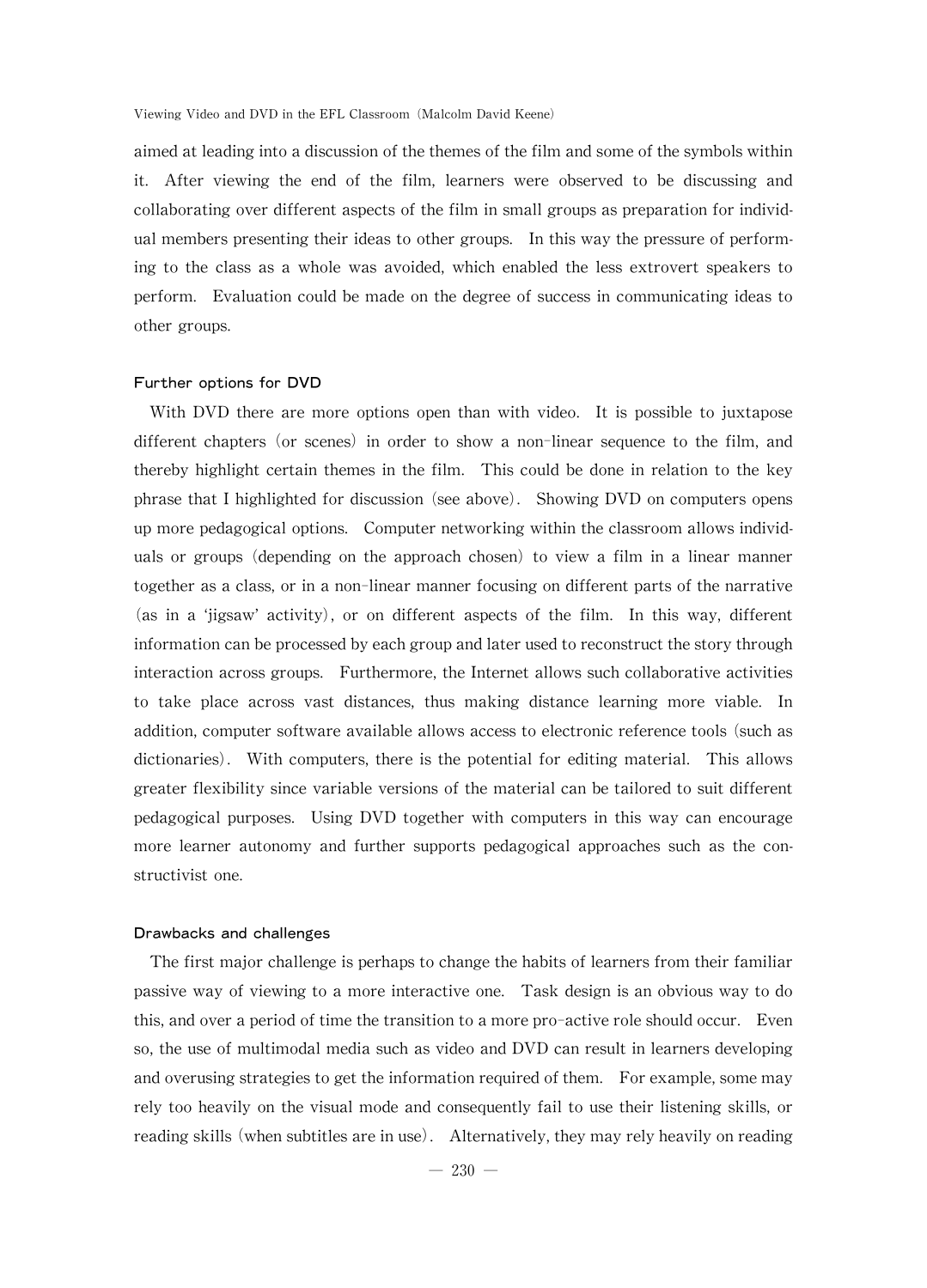aimed at leading into a discussion of the themes of the film and some of the symbols within it. After viewing the end of the film, learners were observed to be discussing and collaborating over different aspects of the film in small groups as preparation for individual members presenting their ideas to other groups. In this way the pressure of performing to the class as a whole was avoided, which enabled the less extrovert speakers to perform. Evaluation could be made on the degree of success in communicating ideas to other groups.

### Further options for DVD

With DVD there are more options open than with video. It is possible to juxtapose different chapters (or scenes) in order to show a non-linear sequence to the film, and thereby highlight certain themes in the film. This could be done in relation to the key phrase that I highlighted for discussion (see above). Showing DVD on computers opens up more pedagogical options. Computer networking within the classroom allows individuals or groups (depending on the approach chosen) to view a film in a linear manner together as a class, or in a non-linear manner focusing on different parts of the narrative (as in a 'jigsaw' activity), or on different aspects of the film. In this way, different information can be processed by each group and later used to reconstruct the story through interaction across groups. Furthermore, the Internet allows such collaborative activities to take place across vast distances, thus making distance learning more viable. In addition, computer software available allows access to electronic reference tools (such as dictionaries). With computers, there is the potential for editing material. This allows greater flexibility since variable versions of the material can be tailored to suit different pedagogical purposes. Using DVD together with computers in this way can encourage more learner autonomy and further supports pedagogical approaches such as the constructivist one.

### Drawbacks and challenges

The first major challenge is perhaps to change the habits of learners from their familiar passive way of viewing to a more interactive one. Task design is an obvious way to do this, and over a period of time the transition to a more pro-active role should occur. Even so, the use of multimodal media such as video and DVD can result in learners developing and overusing strategies to get the information required of them. For example, some may rely too heavily on the visual mode and consequently fail to use their listening skills, or reading skills (when subtitles are in use). Alternatively, they may rely heavily on reading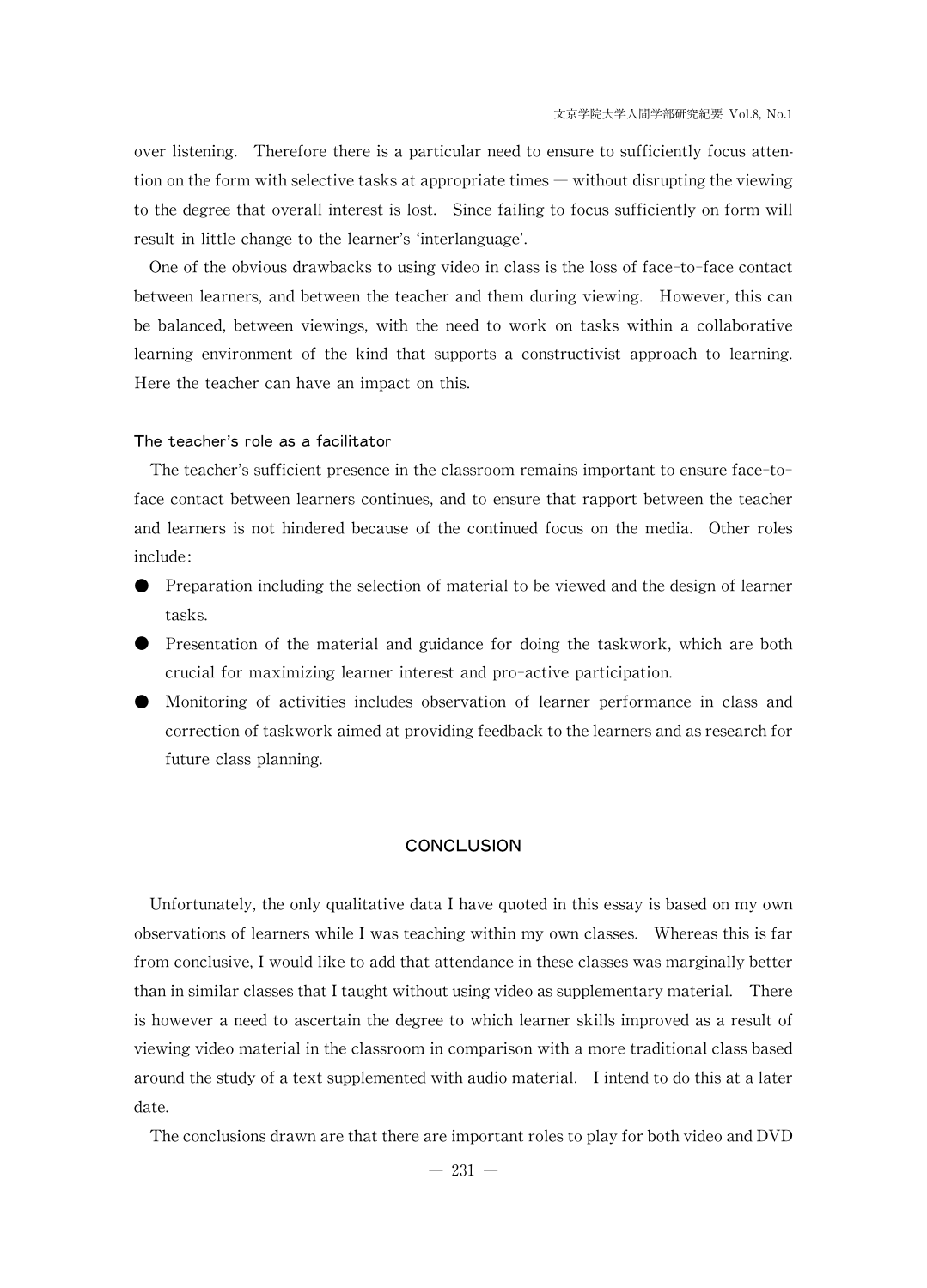over listening. Therefore there is a particular need to ensure to sufficiently focus attention on the form with selective tasks at appropriate times — without disrupting the viewing to the degree that overall interest is lost. Since failing to focus sufficiently on form will result in little change to the learner's 'interlanguage'.

One of the obvious drawbacks to using video in class is the loss of face-to-face contact between learners, and between the teacher and them during viewing. However, this can be balanced, between viewings, with the need to work on tasks within a collaborative learning environment of the kind that supports a constructivist approach to learning. Here the teacher can have an impact on this.

### The teacher's role as a facilitator

The teacher's sufficient presence in the classroom remains important to ensure face-to-face contact between learners continues, and to ensure that rapport between the teacher and learners is not hindered because of the continued focus on the media. Other roles include:

- Preparation including the selection of material to be viewed and the design of learner tasks.
- Presentation of the material and guidance for doing the taskwork, which are both crucial for maximizing learner interest and pro-active participation.
- Monitoring of activities includes observation of learner performance in class and correction of taskwork aimed at providing feedback to the learners and as research for future class planning.

## CONCLUSION

Unfortunately, the only qualitative data I have quoted in this essay is based on my own observations of learners while I was teaching within my own classes. Whereas this is far from conclusive, I would like to add that attendance in these classes was marginally better than in similar classes that I taught without using video as supplementary material. There is however a need to ascertain the degree to which learner skills improved as a result of viewing video material in the classroom in comparison with a more traditional class based around the study of a text supplemented with audio material. I intend to do this at a later date.

The conclusions drawn are that there are important roles to play for both video and DVD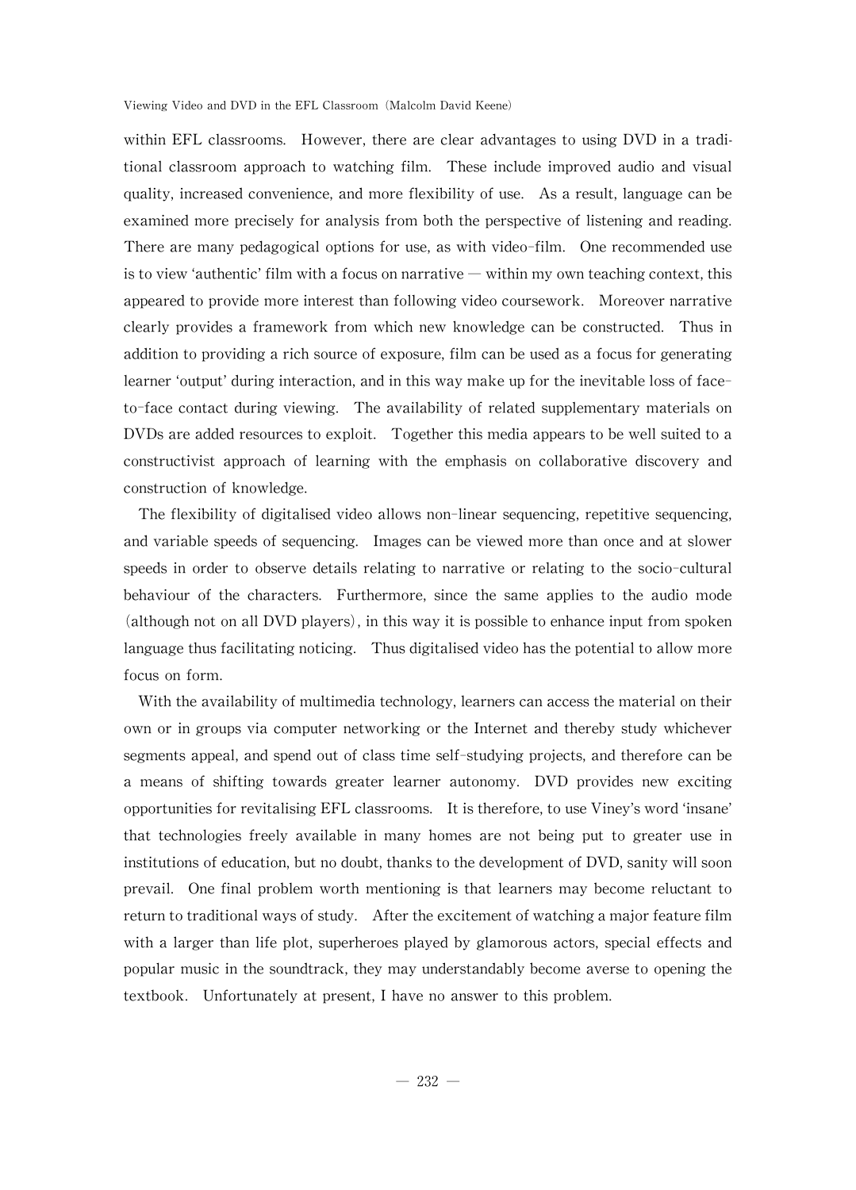within EFL classrooms. However, there are clear advantages to using DVD in a traditional classroom approach to watching film. These include improved audio and visual quality, increased convenience, and more flexibility of use. As a result, language can be examined more precisely for analysis from both the perspective of listening and reading. There are many pedagogical options for use, as with video-film. One recommended use is to view 'authentic' film with a focus on narrative — within my own teaching context, this appeared to provide more interest than following video coursework. Moreover narrative clearly provides a framework from which new knowledge can be constructed. Thus in addition to providing a rich source of exposure, film can be used as a focus for generating learner 'output' during interaction, and in this way make up for the inevitable loss of face-to-face contact during viewing. The availability of related supplementary materials on DVDs are added resources to exploit. Together this media appears to be well suited to a constructivist approach of learning with the emphasis on collaborative discovery and construction of knowledge.

The flexibility of digitalised video allows non-linear sequencing, repetitive sequencing, and variable speeds of sequencing. Images can be viewed more than once and at slower speeds in order to observe details relating to narrative or relating to the socio-cultural behaviour of the characters. Furthermore, since the same applies to the audio mode (although not on all DVD players), in this way it is possible to enhance input from spoken language thus facilitating noticing. Thus digitalised video has the potential to allow more focus on form.

With the availability of multimedia technology, learners can access the material on their own or in groups via computer networking or the Internet and thereby study whichever segments appeal, and spend out of class time self-studying projects, and therefore can be a means of shifting towards greater learner autonomy. DVD provides new exciting opportunities for revitalising EFL classrooms. It is therefore, to use Viney's word 'insane' that technologies freely available in many homes are not being put to greater use in institutions of education, but no doubt, thanks to the development of DVD, sanity will soon prevail. One final problem worth mentioning is that learners may become reluctant to return to traditional ways of study. After the excitement of watching a major feature film with a larger than life plot, superheroes played by glamorous actors, special effects and popular music in the soundtrack, they may understandably become averse to opening the textbook. Unfortunately at present, I have no answer to this problem.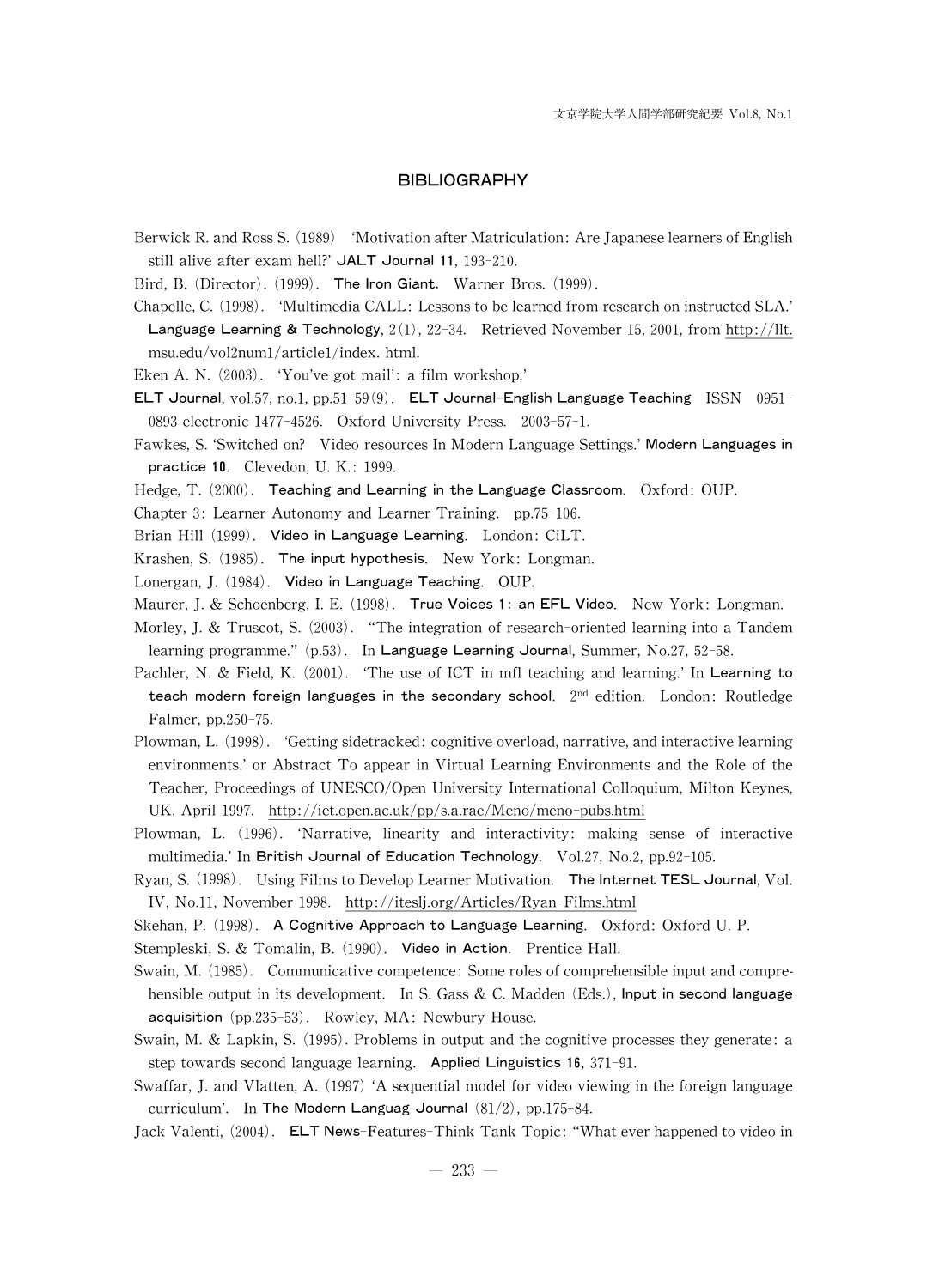## BIBLIOGRAPHY

Berwick R. and Ross S. (1989) 'Motivation after Matriculation: Are Japanese learners of English still alive after exam hell?' **JALT Journal 11**, 193-210.

Bird, B. (Director). (1999). **The Iron Giant.** Warner Bros. (1999).

Chapelle, C. (1998). 'Multimedia CALL: Lessons to be learned from research on instructed SLA.' **Language Learning & Technology**, 2(1), 22-34. Retrieved November 15, 2001, from http://llt.msu.edu/vol2num1/article1/index. html.

Eken A. N. (2003). 'You've got mail': a film workshop.'

**ELT Journal**, vol.57, no.1, pp.51-59(9). **ELT Journal-English Language Teaching** ISSN 0951-0893 electronic 1477-4526. Oxford University Press. 2003-57-1.

Fawkes, S. 'Switched on? Video resources In Modern Language Settings.' **Modern Languages in practice 10**. Clevedon, U. K.: 1999.

Hedge, T. (2000). **Teaching and Learning in the Language Classroom**. Oxford: OUP.

Chapter 3: Learner Autonomy and Learner Training. pp.75-106.

Brian Hill (1999). **Video in Language Learning**. London: CiLT.

Krashen, S. (1985). **The input hypothesis**. New York: Longman.

Lonergan, J. (1984). **Video in Language Teaching**. OUP.

Maurer, J. & Schoenberg, I. E. (1998). **True Voices 1: an EFL Video**. New York: Longman.

Morley, J. & Truscot, S. (2003). "The integration of research-oriented learning into a Tandem learning programme." (p.53). In **Language Learning Journal**, Summer, No.27, 52-58.

Pachler, N. & Field, K. (2001). 'The use of ICT in mfl teaching and learning.' In **Learning to teach modern foreign languages in the secondary school**. 2nd edition. London: Routledge Falmer, pp.250-75.

Plowman, L. (1998). 'Getting sidetracked: cognitive overload, narrative, and interactive learning environments.' or Abstract To appear in Virtual Learning Environments and the Role of the Teacher, Proceedings of UNESCO/Open University International Colloquium, Milton Keynes, UK, April 1997. http://iet.open.ac.uk/pp/s.a.rae/Meno/meno-pubs.html

Plowman, L. (1996). 'Narrative, linearity and interactivity: making sense of interactive multimedia.' In **British Journal of Education Technology**. Vol.27, No.2, pp.92-105.

Ryan, S. (1998). Using Films to Develop Learner Motivation. **The Internet TESL Journal**, Vol. IV, No.11, November 1998. http://iteslj.org/Articles/Ryan-Films.html

Skehan, P. (1998). **A Cognitive Approach to Language Learning**. Oxford: Oxford U. P.

Stempleski, S. & Tomalin, B. (1990). **Video in Action**. Prentice Hall.

Swain, M. (1985). Communicative competence: Some roles of comprehensible input and comprehensible output in its development. In S. Gass & C. Madden (Eds.), **Input in second language acquisition** (pp.235-53). Rowley, MA: Newbury House.

Swain, M. & Lapkin, S. (1995). Problems in output and the cognitive processes they generate: a step towards second language learning. **Applied Linguistics 16**, 371-91.

Swaffar, J. and Vlatten, A. (1997) 'A sequential model for video viewing in the foreign language curriculum'. In **The Modern Languag Journal** (81/2), pp.175-84.

Jack Valenti, (2004). **ELT News**-Features-Think Tank Topic: "What ever happened to video in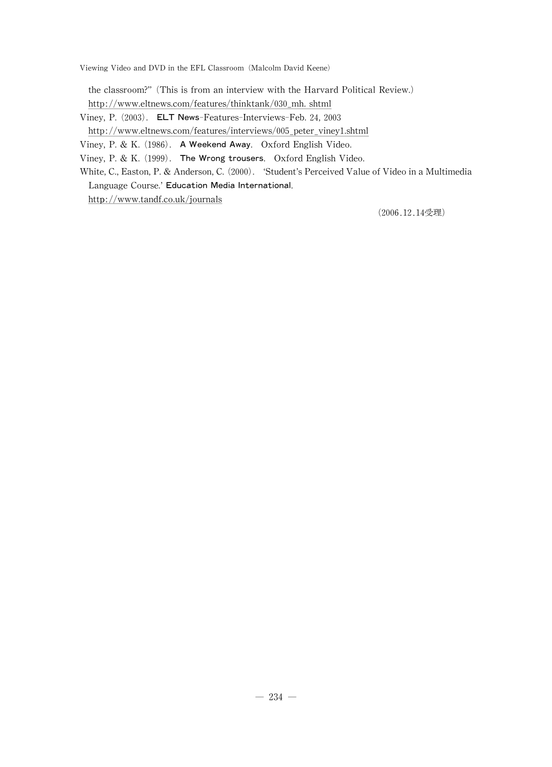the classroom?" (This is from an interview with the Harvard Political Review.)
http://www.eltnews.com/features/thinktank/030_mh. shtml

Viney, P. (2003). **ELT News**-Features-Interviews-Feb. 24, 2003
http://www.eltnews.com/features/interviews/005_peter_viney1.shtml

Viney, P. & K. (1986). **A Weekend Away**. Oxford English Video.

Viney, P. & K. (1999). **The Wrong trousers**. Oxford English Video.

White, C., Easton, P. & Anderson, C. (2000). 'Student's Perceived Value of Video in a Multimedia Language Course.' **Education Media International**.
http://www.tandf.co.uk/journals

(2006.12.14受理)